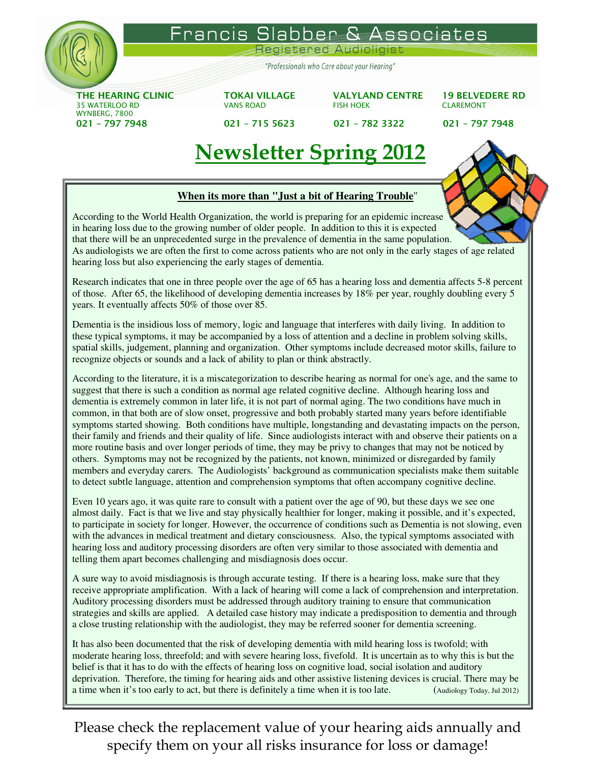# Francis Slabber & Associates

Registered Audioligist

*"Professionals who Care about your Hearing"*

**THE HEARING CLINIC**
35 WATERLOO RD
WYNBERG, 7800
**021 – 797 7948**

**TOKAI VILLAGE**
VANS ROAD
**021 – 715 5623**

**VALYLAND CENTRE**
FISH HOEK
**021 – 782 3322**

**19 BELVEDERE RD**
CLAREMONT
**021 – 797 7948**

# Newsletter Spring 2012

## When its more than "Just a bit of Hearing Trouble"

According to the World Health Organization, the world is preparing for an epidemic increase in hearing loss due to the growing number of older people. In addition to this it is expected that there will be an unprecedented surge in the prevalence of dementia in the same population. As audiologists we are often the first to come across patients who are not only in the early stages of age related hearing loss but also experiencing the early stages of dementia.

Research indicates that one in three people over the age of 65 has a hearing loss and dementia affects 5-8 percent of those. After 65, the likelihood of developing dementia increases by 18% per year, roughly doubling every 5 years. It eventually affects 50% of those over 85.

Dementia is the insidious loss of memory, logic and language that interferes with daily living. In addition to these typical symptoms, it may be accompanied by a loss of attention and a decline in problem solving skills, spatial skills, judgement, planning and organization. Other symptoms include decreased motor skills, failure to recognize objects or sounds and a lack of ability to plan or think abstractly.

According to the literature, it is a miscategorization to describe hearing as normal for one's age, and the same to suggest that there is such a condition as normal age related cognitive decline. Although hearing loss and dementia is extremely common in later life, it is not part of normal aging. The two conditions have much in common, in that both are of slow onset, progressive and both probably started many years before identifiable symptoms started showing. Both conditions have multiple, longstanding and devastating impacts on the person, their family and friends and their quality of life. Since audiologists interact with and observe their patients on a more routine basis and over longer periods of time, they may be privy to changes that may not be noticed by others. Symptoms may not be recognized by the patients, not known, minimized or disregarded by family members and everyday carers. The Audiologists' background as communication specialists make them suitable to detect subtle language, attention and comprehension symptoms that often accompany cognitive decline.

Even 10 years ago, it was quite rare to consult with a patient over the age of 90, but these days we see one almost daily. Fact is that we live and stay physically healthier for longer, making it possible, and it's expected, to participate in society for longer. However, the occurrence of conditions such as Dementia is not slowing, even with the advances in medical treatment and dietary consciousness. Also, the typical symptoms associated with hearing loss and auditory processing disorders are often very similar to those associated with dementia and telling them apart becomes challenging and misdiagnosis does occur.

A sure way to avoid misdiagnosis is through accurate testing. If there is a hearing loss, make sure that they receive appropriate amplification. With a lack of hearing will come a lack of comprehension and interpretation. Auditory processing disorders must be addressed through auditory training to ensure that communication strategies and skills are applied. A detailed case history may indicate a predisposition to dementia and through a close trusting relationship with the audiologist, they may be referred sooner for dementia screening.

It has also been documented that the risk of developing dementia with mild hearing loss is twofold; with moderate hearing loss, threefold; and with severe hearing loss, fivefold. It is uncertain as to why this is but the belief is that it has to do with the effects of hearing loss on cognitive load, social isolation and auditory deprivation. Therefore, the timing for hearing aids and other assistive listening devices is crucial. There may be a time when it's too early to act, but there is definitely a time when it is too late. (Audiology Today, Jul 2012)

Please check the replacement value of your hearing aids annually and specify them on your all risks insurance for loss or damage!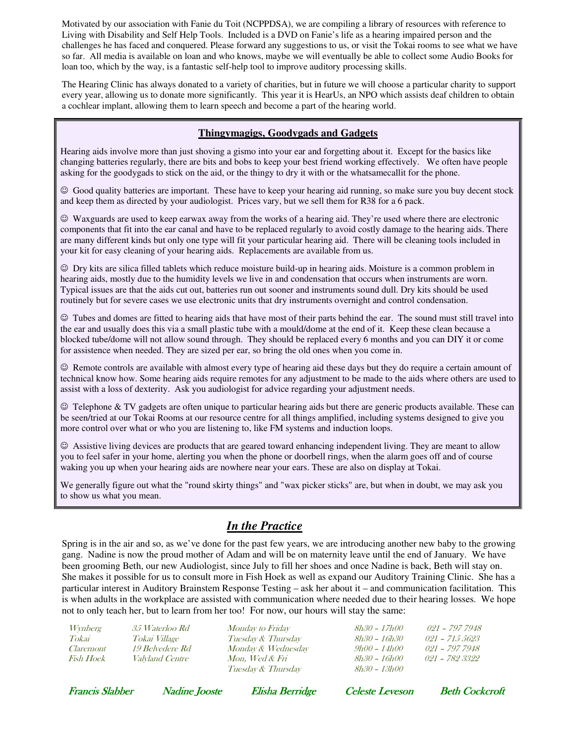Motivated by our association with Fanie du Toit (NCPPDSA), we are compiling a library of resources with reference to Living with Disability and Self Help Tools. Included is a DVD on Fanie's life as a hearing impaired person and the challenges he has faced and conquered. Please forward any suggestions to us, or visit the Tokai rooms to see what we have so far. All media is available on loan and who knows, maybe we will eventually be able to collect some Audio Books for loan too, which by the way, is a fantastic self-help tool to improve auditory processing skills.

The Hearing Clinic has always donated to a variety of charities, but in future we will choose a particular charity to support every year, allowing us to donate more significantly. This year it is HearUs, an NPO which assists deaf children to obtain a cochlear implant, allowing them to learn speech and become a part of the hearing world.

## Thingymagigs, Goodygads and Gadgets

Hearing aids involve more than just shoving a gismo into your ear and forgetting about it. Except for the basics like changing batteries regularly, there are bits and bobs to keep your best friend working effectively. We often have people asking for the goodygads to stick on the aid, or the thingy to dry it with or the whatsamecallit for the phone.

☺ Good quality batteries are important. These have to keep your hearing aid running, so make sure you buy decent stock and keep them as directed by your audiologist. Prices vary, but we sell them for R38 for a 6 pack.

☺ Waxguards are used to keep earwax away from the works of a hearing aid. They're used where there are electronic components that fit into the ear canal and have to be replaced regularly to avoid costly damage to the hearing aids. There are many different kinds but only one type will fit your particular hearing aid. There will be cleaning tools included in your kit for easy cleaning of your hearing aids. Replacements are available from us.

☺ Dry kits are silica filled tablets which reduce moisture build-up in hearing aids. Moisture is a common problem in hearing aids, mostly due to the humidity levels we live in and condensation that occurs when instruments are worn. Typical issues are that the aids cut out, batteries run out sooner and instruments sound dull. Dry kits should be used routinely but for severe cases we use electronic units that dry instruments overnight and control condensation.

☺ Tubes and domes are fitted to hearing aids that have most of their parts behind the ear. The sound must still travel into the ear and usually does this via a small plastic tube with a mould/dome at the end of it. Keep these clean because a blocked tube/dome will not allow sound through. They should be replaced every 6 months and you can DIY it or come for assistence when needed. They are sized per ear, so bring the old ones when you come in.

☺ Remote controls are available with almost every type of hearing aid these days but they do require a certain amount of technical know how. Some hearing aids require remotes for any adjustment to be made to the aids where others are used to assist with a loss of dexterity. Ask you audiologist for advice regarding your adjustment needs.

☺ Telephone & TV gadgets are often unique to particular hearing aids but there are generic products available. These can be seen/tried at our Tokai Rooms at our resource centre for all things amplified, including systems designed to give you more control over what or who you are listening to, like FM systems and induction loops.

☺ Assistive living devices are products that are geared toward enhancing independent living. They are meant to allow you to feel safer in your home, alerting you when the phone or doorbell rings, when the alarm goes off and of course waking you up when your hearing aids are nowhere near your ears. These are also on display at Tokai.

We generally figure out what the "round skirty things" and "wax picker sticks" are, but when in doubt, we may ask you to show us what you mean.

## *In the Practice*

Spring is in the air and so, as we've done for the past few years, we are introducing another new baby to the growing gang. Nadine is now the proud mother of Adam and will be on maternity leave until the end of January. We have been grooming Beth, our new Audiologist, since July to fill her shoes and once Nadine is back, Beth will stay on. She makes it possible for us to consult more in Fish Hoek as well as expand our Auditory Training Clinic. She has a particular interest in Auditory Brainstem Response Testing – ask her about it – and communication facilitation. This is when adults in the workplace are assisted with communication where needed due to their hearing losses. We hope not to only teach her, but to learn from her too! For now, our hours will stay the same:

| | | | | |
|---|---|---|---|---|
| *Wynberg* | *35 Waterloo Rd* | *Monday to Friday* | *8h30 – 17h00* | *021 – 797 7948* |
| *Tokai* | *Tokai Village* | *Tuesday & Thursday* | *8h30 – 16h30* | *021 – 715 5623* |
| *Claremont* | *19 Belvedere Rd* | *Monday & Wednesday* | *9h00 – 14h00* | *021 – 797 7948* |
| *Fish Hoek* | *Valyland Centre* | *Mon, Wed & Fri* | *8h30 – 16h00* | *021 – 782 3322* |
| | | *Tuesday & Thursday* | *8h30 – 13h00* | |

*Francis Slabber* *Nadine Jooste* *Elisha Berridge* *Celeste Leveson* *Beth Cockcroft*